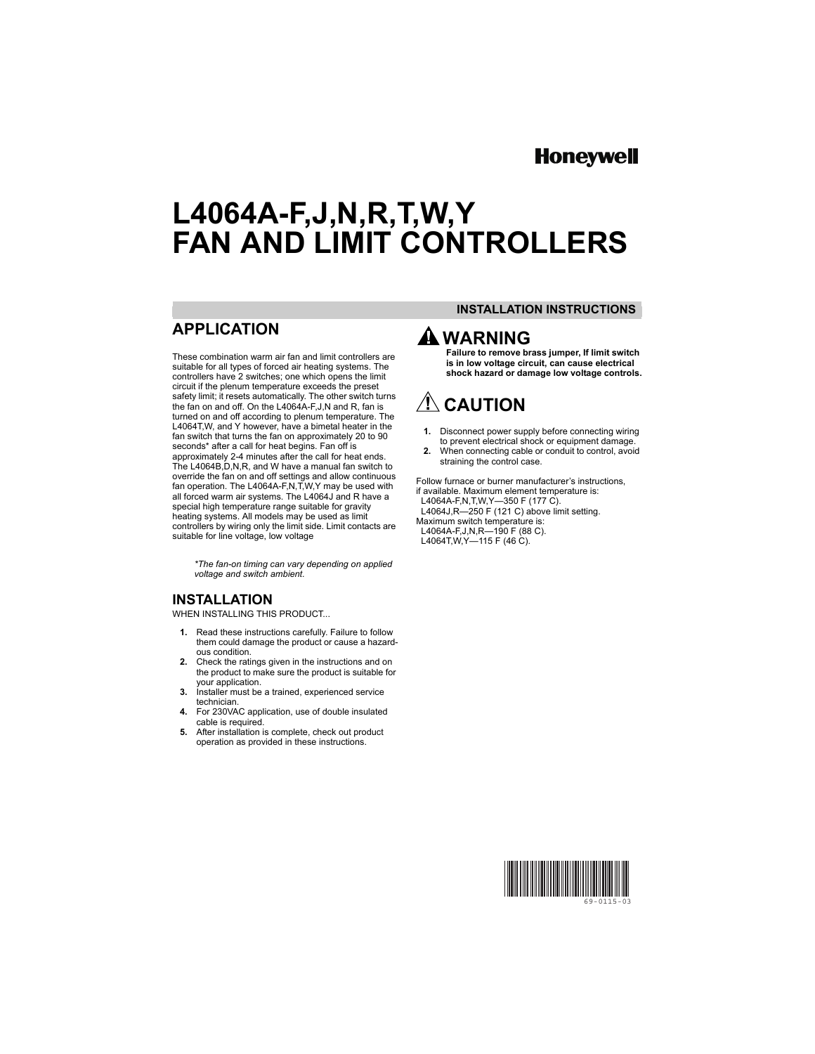Honeywell

# L4064A-F,J,N,R,T,W,Y FAN AND LIMIT CONTROLLERS

**INSTALLATION INSTRUCTIONS**

## APPLICATION

These combination warm air fan and limit controllers are suitable for all types of forced air heating systems. The controllers have 2 switches; one which opens the limit circuit if the plenum temperature exceeds the preset safety limit; it resets automatically. The other switch turns the fan on and off. On the L4064A-F,J,N and R, fan is turned on and off according to plenum temperature. The L4064T,W, and Y however, have a bimetal heater in the fan switch that turns the fan on approximately 20 to 90 seconds* after a call for heat begins. Fan off is approximately 2-4 minutes after the call for heat ends. The L4064B,D,N,R, and W have a manual fan switch to override the fan on and off settings and allow continuous fan operation. The L4064A-F,N,T,W,Y may be used with all forced warm air systems. The L4064J and R have a special high temperature range suitable for gravity heating systems. All models may be used as limit controllers by wiring only the limit side. Limit contacts are suitable for line voltage, low voltage

*\*The fan-on timing can vary depending on applied voltage and switch ambient.*

## INSTALLATION

WHEN INSTALLING THIS PRODUCT...

1. Read these instructions carefully. Failure to follow them could damage the product or cause a hazardous condition.
2. Check the ratings given in the instructions and on the product to make sure the product is suitable for your application.
3. Installer must be a trained, experienced service technician.
4. For 230VAC application, use of double insulated cable is required.
5. After installation is complete, check out product operation as provided in these instructions.

## WARNING

**Failure to remove brass jumper, If limit switch is in low voltage circuit, can cause electrical shock hazard or damage low voltage controls.**

## CAUTION

1. Disconnect power supply before connecting wiring to prevent electrical shock or equipment damage.
2. When connecting cable or conduit to control, avoid straining the control case.

Follow furnace or burner manufacturer's instructions, if available. Maximum element temperature is:
L4064A-F,N,T,W,Y—350 F (177 C).
L4064J,R—250 F (121 C) above limit setting.
Maximum switch temperature is:
L4064A-F,J,N,R—190 F (88 C).
L4064T,W,Y—115 F (46 C).

69-0115-03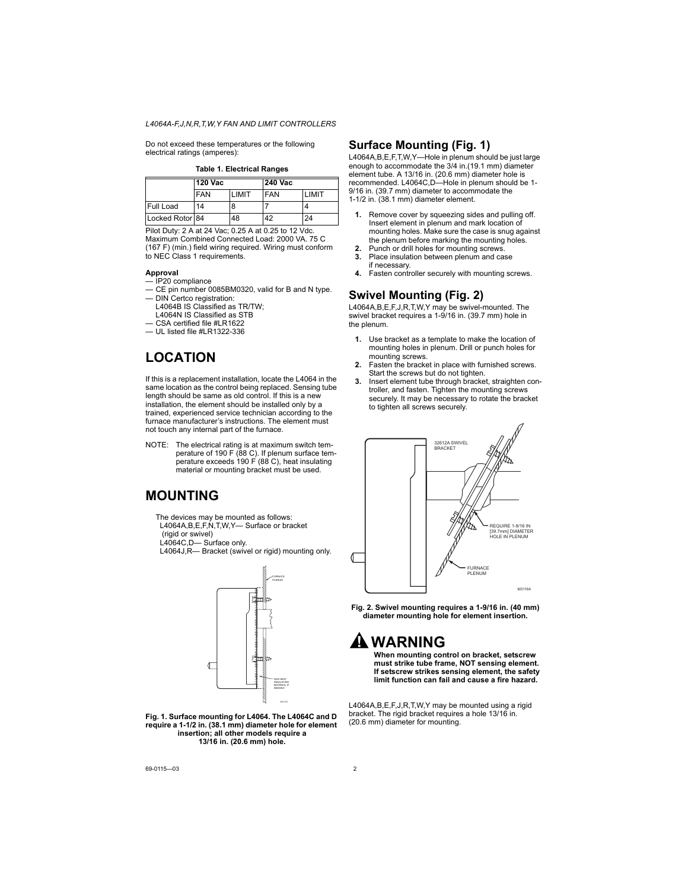Do not exceed these temperatures or the following electrical ratings (amperes):

**Table 1. Electrical Ranges**

| | 120 Vac | | 240 Vac | |
|---|---|---|---|---|
| | FAN | LIMIT | FAN | LIMIT |
| Full Load | 14 | 8 | 7 | 4 |
| Locked Rotor | 84 | 48 | 42 | 24 |

Pilot Duty: 2 A at 24 Vac; 0.25 A at 0.25 to 12 Vdc. Maximum Combined Connected Load: 2000 VA. 75 C (167 F) (min.) field wiring required. Wiring must conform to NEC Class 1 requirements.

**Approval**

— IP20 compliance
— CE pin number 0085BM0320, valid for B and N type.
— DIN Certco registration:
  L4064B IS Classified as TR/TW;
  L4064N IS Classified as STB
— CSA certified file #LR1622
— UL listed file #LR1322-336

# LOCATION

If this is a replacement installation, locate the L4064 in the same location as the control being replaced. Sensing tube length should be same as old control. If this is a new installation, the element should be installed only by a trained, experienced service technician according to the furnace manufacturer's instructions. The element must not touch any internal part of the furnace.

NOTE: The electrical rating is at maximum switch temperature of 190 F (88 C). If plenum surface temperature exceeds 190 F (88 C), heat insulating material or mounting bracket must be used.

# MOUNTING

The devices may be mounted as follows:
L4064A,B,E,F,N,T,W,Y— Surface or bracket (rigid or swivel)
L4064C,D— Surface only.
L4064J,R— Bracket (swivel or rigid) mounting only.

**Fig. 1. Surface mounting for L4064. The L4064C and D require a 1-1/2 in. (38.1 mm) diameter hole for element insertion; all other models require a 13/16 in. (20.6 mm) hole.**

## Surface Mounting (Fig. 1)

L4064A,B,E,F,T,W,Y—Hole in plenum should be just large enough to accommodate the 3/4 in.(19.1 mm) diameter element tube. A 13/16 in. (20.6 mm) diameter hole is recommended. L4064C,D—Hole in plenum should be 1-9/16 in. (39.7 mm) diameter to accommodate the 1-1/2 in. (38.1 mm) diameter element.

1. Remove cover by squeezing sides and pulling off. Insert element in plenum and mark location of mounting holes. Make sure the case is snug against the plenum before marking the mounting holes.
2. Punch or drill holes for mounting screws.
3. Place insulation between plenum and case if necessary.
4. Fasten controller securely with mounting screws.

## Swivel Mounting (Fig. 2)

L4064A,B,E,F,J,R,T,W,Y may be swivel-mounted. The swivel bracket requires a 1-9/16 in. (39.7 mm) hole in the plenum.

1. Use bracket as a template to make the location of mounting holes in plenum. Drill or punch holes for mounting screws.
2. Fasten the bracket in place with furnished screws. Start the screws but do not tighten.
3. Insert element tube through bracket, straighten controller, and fasten. Tighten the mounting screws securely. It may be necessary to rotate the bracket to tighten all screws securely.

**Fig. 2. Swivel mounting requires a 1-9/16 in. (40 mm) diameter mounting hole for element insertion.**

## WARNING

**When mounting control on bracket, setscrew must strike tube frame, NOT sensing element. If setscrew strikes sensing element, the safety limit function can fail and cause a fire hazard.**

L4064A,B,E,F,J,R,T,W,Y may be mounted using a rigid bracket. The rigid bracket requires a hole 13/16 in. (20.6 mm) diameter for mounting.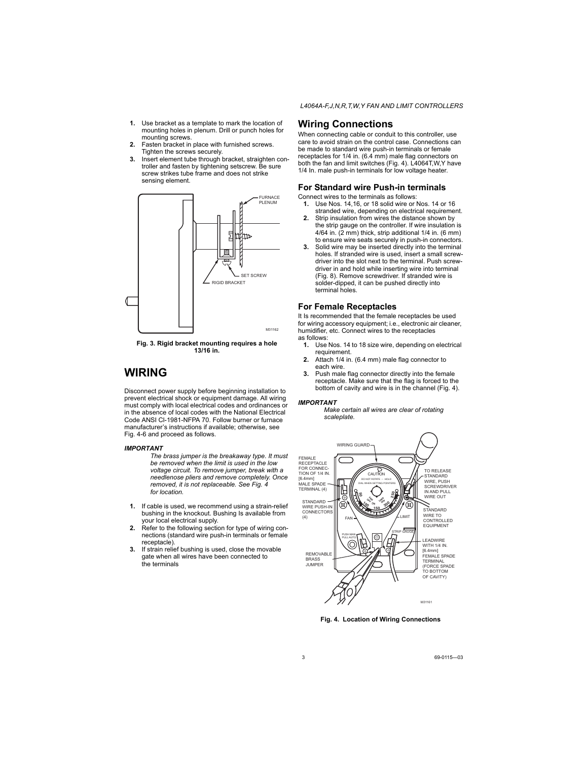1. Use bracket as a template to mark the location of mounting holes in plenum. Drill or punch holes for mounting screws.
2. Fasten bracket in place with furnished screws. Tighten the screws securely.
3. Insert element tube through bracket, straighten controller and fasten by tightening setscrew. Be sure screw strikes tube frame and does not strike sensing element.

Fig. 3. Rigid bracket mounting requires a hole 13/16 in.

# WIRING

Disconnect power supply before beginning installation to prevent electrical shock or equipment damage. All wiring must comply with local electrical codes and ordinances or in the absence of local codes with the National Electrical Code ANSI CI-1981-NFPA 70. Follow burner or furnace manufacturer's instructions if available; otherwise, see Fig. 4-6 and proceed as follows.

***IMPORTANT***

*The brass jumper is the breakaway type. It must be removed when the limit is used in the low voltage circuit. To remove jumper, break with a needlenose pliers and remove completely. Once removed, it is not replaceable. See Fig. 4 for location.*

1. If cable is used, we recommend using a strain-relief bushing in the knockout. Bushing Is available from your local electrical supply.
2. Refer to the following section for type of wiring connections (standard wire push-in terminals or female receptacle).
3. If strain relief bushing is used, close the movable gate when all wires have been connected to the terminals

## Wiring Connections

When connecting cable or conduit to this controller, use care to avoid strain on the control case. Connections can be made to standard wire push-in terminals or female receptacles for 1/4 in. (6.4 mm) male flag connectors on both the fan and limit switches (Fig. 4). L4064T,W,Y have 1/4 In. male push-in terminals for low voltage heater.

### For Standard wire Push-in terminals

Connect wires to the terminals as follows:

1. Use Nos. 14,16, or 18 solid wire or Nos. 14 or 16 stranded wire, depending on electrical requirement.
2. Strip insulation from wires the distance shown by the strip gauge on the controller. If wire insulation is 4/64 in. (2 mm) thick, strip additional 1/4 in. (6 mm) to ensure wire seats securely in push-in connectors.
3. Solid wire may be inserted directly into the terminal holes. If stranded wire is used, insert a small screwdriver into the slot next to the terminal. Push screwdriver in and hold while inserting wire into terminal (Fig. 8). Remove screwdriver. If stranded wire is solder-dipped, it can be pushed directly into terminal holes.

### For Female Receptacles

It Is recommended that the female receptacles be used for wiring accessory equipment; i.e., electronic air cleaner, humidifier, etc. Connect wires to the receptacles as follows:

1. Use Nos. 14 to 18 size wire, depending on electrical requirement.
2. Attach 1/4 in. (6.4 mm) male flag connector to each wire.
3. Push male flag connector directly into the female receptacle. Make sure that the flag is forced to the bottom of cavity and wire is in the channel (Fig. 4).

***IMPORTANT***

*Make certain all wires are clear of rotating scaleplate.*

Fig. 4. Location of Wiring Connections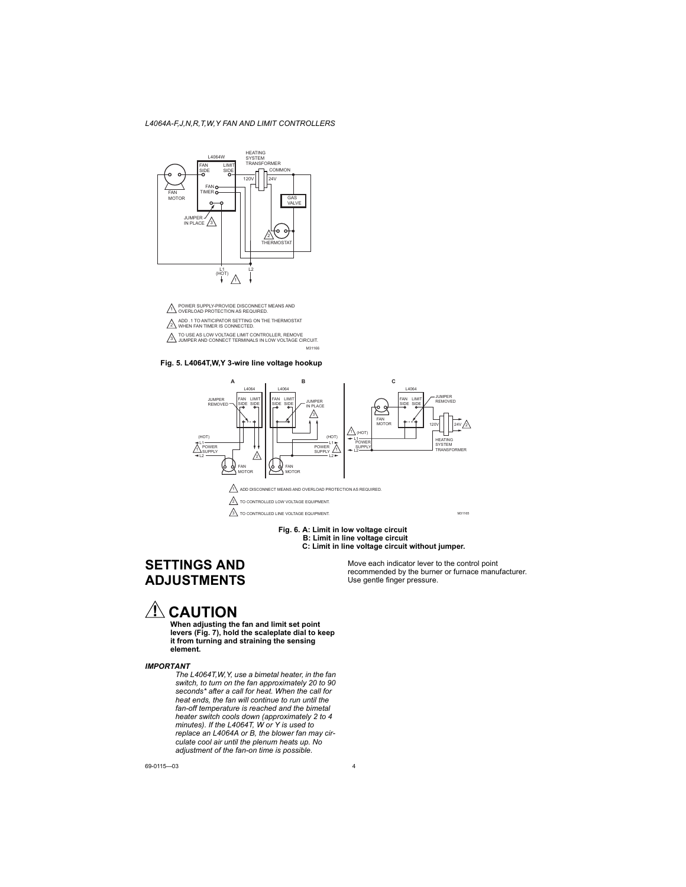1. POWER SUPPLY-PROVIDE DISCONNECT MEANS AND OVERLOAD PROTECTION AS REQUIRED.
2. ADD .1 TO ANTICIPATOR SETTING ON THE THERMOSTAT WHEN FAN TIMER IS CONNECTED.
3. TO USE AS LOW VOLTAGE LIMIT CONTROLLER, REMOVE JUMPER AND CONNECT TERMINALS IN LOW VOLTAGE CIRCUIT.

M31166

**Fig. 5. L4064T,W,Y 3-wire line voltage hookup**

1. ADD DISCONNECT MEANS AND OVERLOAD PROTECTION AS REQUIRED.
2. TO CONTROLLED LOW VOLTAGE EQUIPMENT.
3. TO CONTROLLED LINE VOLTAGE EQUIPMENT.

M31165

**Fig. 6. A: Limit in low voltage circuit**
**B: Limit in line voltage circuit**
**C: Limit in line voltage circuit without jumper.**

# SETTINGS AND ADJUSTMENTS

## ⚠ CAUTION

**When adjusting the fan and limit set point levers (Fig. 7), hold the scaleplate dial to keep it from turning and straining the sensing element.**

***IMPORTANT***

*The L4064T,W,Y, use a bimetal heater, in the fan switch, to turn on the fan approximately 20 to 90 seconds* after a call for heat. When the call for heat ends, the fan will continue to run until the fan-off temperature is reached and the bimetal heater switch cools down (approximately 2 to 4 minutes). If the L4064T, W or Y is used to replace an L4064A or B, the blower fan may circulate cool air until the plenum heats up. No adjustment of the fan-on time is possible.*

Move each indicator lever to the control point recommended by the burner or furnace manufacturer. Use gentle finger pressure.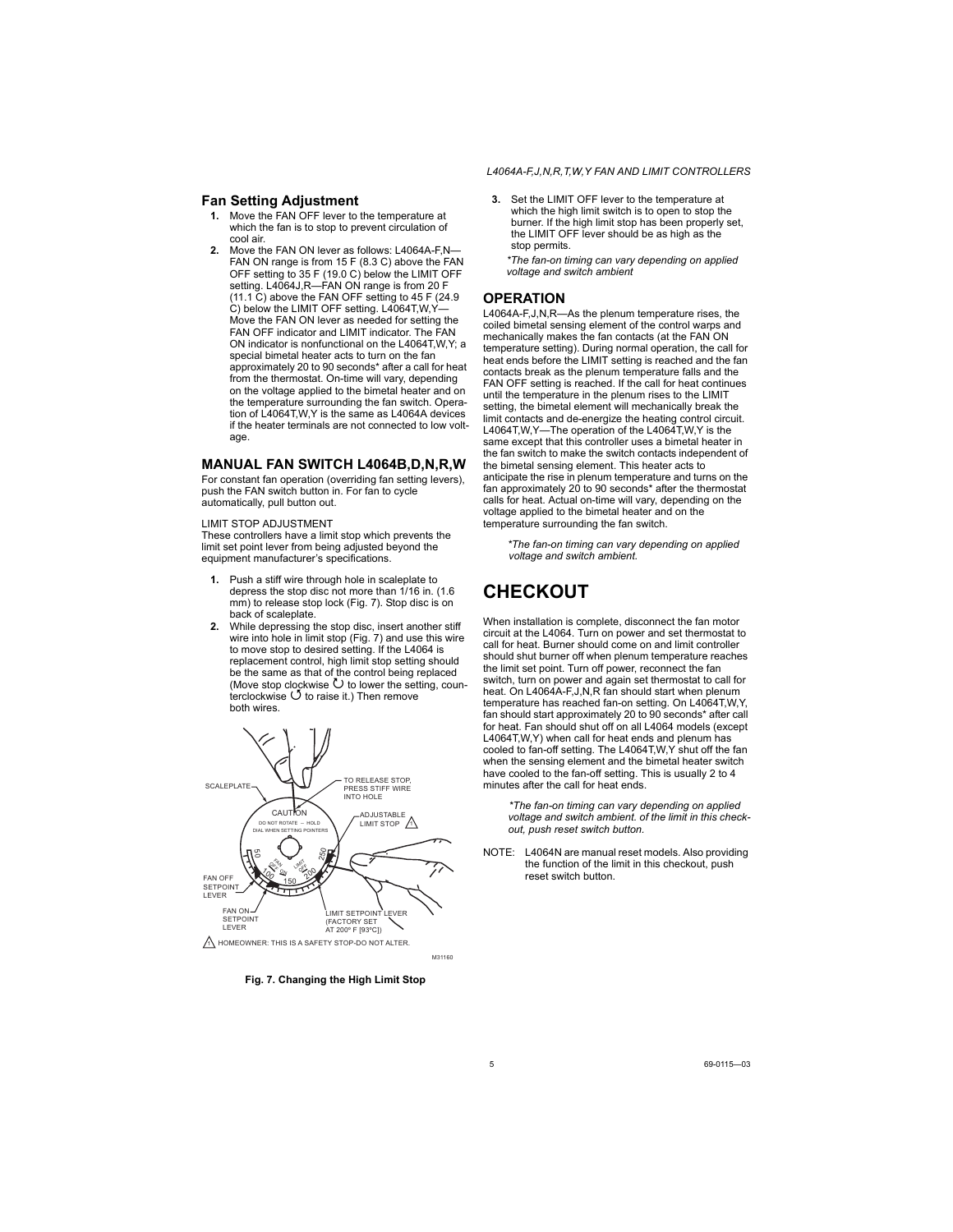## Fan Setting Adjustment

1. Move the FAN OFF lever to the temperature at which the fan is to stop to prevent circulation of cool air.
2. Move the FAN ON lever as follows: L4064A-F,N—FAN ON range is from 15 F (8.3 C) above the FAN OFF setting to 35 F (19.0 C) below the LIMIT OFF setting. L4064J,R—FAN ON range is from 20 F (11.1 C) above the FAN OFF setting to 45 F (24.9 C) below the LIMIT OFF setting. L4064T,W,Y—Move the FAN ON lever as needed for setting the FAN OFF indicator and LIMIT indicator. The FAN ON indicator is nonfunctional on the L4064T,W,Y; a special bimetal heater acts to turn on the fan approximately 20 to 90 seconds* after a call for heat from the thermostat. On-time will vary, depending on the voltage applied to the bimetal heater and on the temperature surrounding the fan switch. Operation of L4064T,W,Y is the same as L4064A devices if the heater terminals are not connected to low voltage.

## MANUAL FAN SWITCH L4064B,D,N,R,W

For constant fan operation (overriding fan setting levers), push the FAN switch button in. For fan to cycle automatically, pull button out.

LIMIT STOP ADJUSTMENT

These controllers have a limit stop which prevents the limit set point lever from being adjusted beyond the equipment manufacturer's specifications.

1. Push a stiff wire through hole in scaleplate to depress the stop disc not more than 1/16 in. (1.6 mm) to release stop lock (Fig. 7). Stop disc is on back of scaleplate.
2. While depressing the stop disc, insert another stiff wire into hole in limit stop (Fig. 7) and use this wire to move stop to desired setting. If the L4064 is replacement control, high limit stop setting should be the same as that of the control being replaced (Move stop clockwise ↻ to lower the setting, counterclockwise ↺ to raise it.) Then remove both wires.

SCALEPLATE
TO RELEASE STOP, PRESS STIFF WIRE INTO HOLE
CAUTION DO NOT ROTATE – HOLD DIAL WHEN SETTING POINTERS
ADJUSTABLE LIMIT STOP ⚠
FAN OFF SETPOINT LEVER
FAN ON SETPOINT LEVER
LIMIT SETPOINT LEVER (FACTORY SET AT 200° F [93°C])
⚠ HOMEOWNER: THIS IS A SAFETY STOP-DO NOT ALTER.
M31160

**Fig. 7. Changing the High Limit Stop**

3. Set the LIMIT OFF lever to the temperature at which the high limit switch is to open to stop the burner. If the high limit stop has been properly set, the LIMIT OFF lever should be as high as the stop permits.

*\*The fan-on timing can vary depending on applied voltage and switch ambient*

## OPERATION

L4064A-F,J,N,R—As the plenum temperature rises, the coiled bimetal sensing element of the control warps and mechanically makes the fan contacts (at the FAN ON temperature setting). During normal operation, the call for heat ends before the LIMIT setting is reached and the fan contacts break as the plenum temperature falls and the FAN OFF setting is reached. If the call for heat continues until the temperature in the plenum rises to the LIMIT setting, the bimetal element will mechanically break the limit contacts and de-energize the heating control circuit. L4064T,W,Y—The operation of the L4064T,W,Y is the same except that this controller uses a bimetal heater in the fan switch to make the switch contacts independent of the bimetal sensing element. This heater acts to anticipate the rise in plenum temperature and turns on the fan approximately 20 to 90 seconds* after the thermostat calls for heat. Actual on-time will vary, depending on the voltage applied to the bimetal heater and on the temperature surrounding the fan switch.

*\*The fan-on timing can vary depending on applied voltage and switch ambient.*

# CHECKOUT

When installation is complete, disconnect the fan motor circuit at the L4064. Turn on power and set thermostat to call for heat. Burner should come on and limit controller should shut burner off when plenum temperature reaches the limit set point. Turn off power, reconnect the fan switch, turn on power and again set thermostat to call for heat. On L4064A-F,J,N,R fan should start when plenum temperature has reached fan-on setting. On L4064T,W,Y, fan should start approximately 20 to 90 seconds* after call for heat. Fan should shut off on all L4064 models (except L4064T,W,Y) when call for heat ends and plenum has cooled to fan-off setting. The L4064T,W,Y shut off the fan when the sensing element and the bimetal heater switch have cooled to the fan-off setting. This is usually 2 to 4 minutes after the call for heat ends.

*\*The fan-on timing can vary depending on applied voltage and switch ambient. of the limit in this checkout, push reset switch button.*

NOTE: L4064N are manual reset models. Also providing the function of the limit in this checkout, push reset switch button.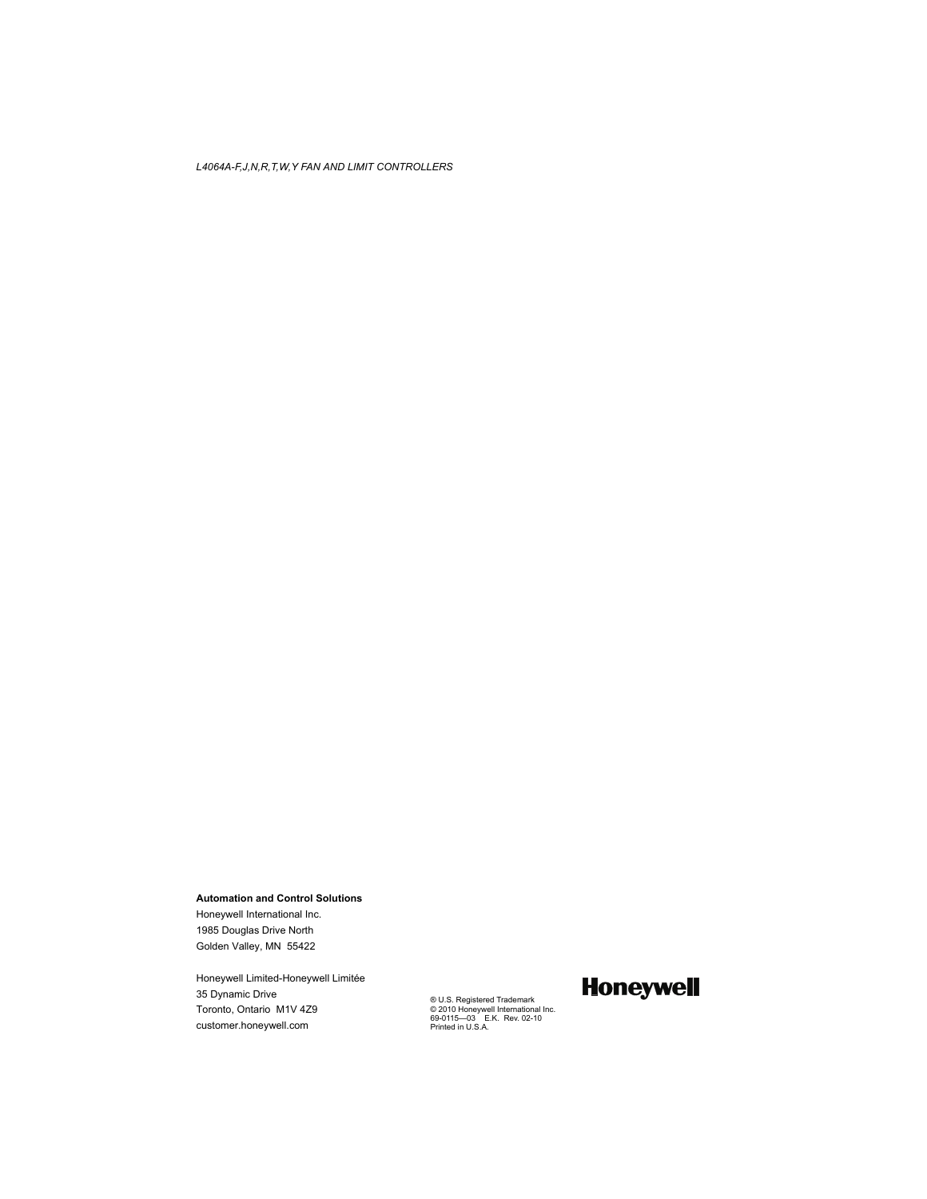**Automation and Control Solutions**

Honeywell International Inc.
1985 Douglas Drive North
Golden Valley, MN 55422

Honeywell Limited-Honeywell Limitée
35 Dynamic Drive
Toronto, Ontario M1V 4Z9
customer.honeywell.com

® U.S. Registered Trademark
© 2010 Honeywell International Inc.
69-0115—03 E.K. Rev. 02-10
Printed in U.S.A.

**Honeywell**